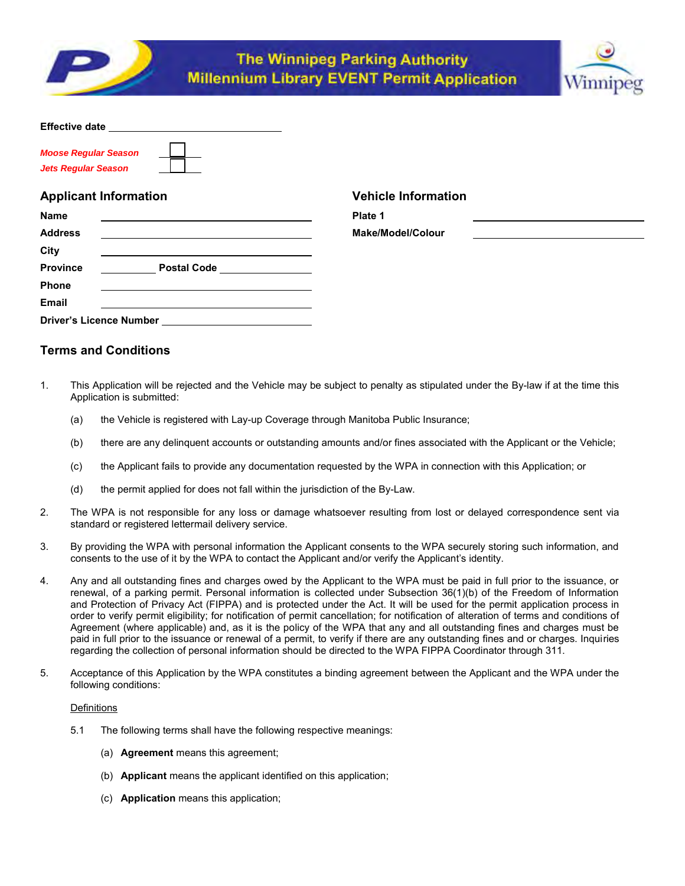# The Winnipeg Parking Authority Millennium Library EVENT Permit Application

**Effective date** \_\_\_\_\_\_\_\_\_\_\_\_\_\_\_\_\_\_\_\_\_\_\_\_

***Moose Regular Season*** ☐

***Jets Regular Season*** ☐

## Applicant Information

**Name** \_\_\_\_\_\_\_\_\_\_\_\_\_\_\_\_\_\_\_\_\_\_\_\_

**Address** \_\_\_\_\_\_\_\_\_\_\_\_\_\_\_\_\_\_\_\_\_\_\_\_

**City** \_\_\_\_\_\_\_\_\_\_\_\_\_\_\_\_\_\_\_\_\_\_\_\_

**Province** \_\_\_\_\_\_\_\_ **Postal Code** \_\_\_\_\_\_\_\_\_\_\_\_

**Phone** \_\_\_\_\_\_\_\_\_\_\_\_\_\_\_\_\_\_\_\_\_\_\_\_

**Email** \_\_\_\_\_\_\_\_\_\_\_\_\_\_\_\_\_\_\_\_\_\_\_\_

**Driver's Licence Number** \_\_\_\_\_\_\_\_\_\_\_\_\_\_\_\_\_\_

## Vehicle Information

**Plate 1** \_\_\_\_\_\_\_\_\_\_\_\_\_\_\_\_\_\_\_\_\_\_\_\_

**Make/Model/Colour** \_\_\_\_\_\_\_\_\_\_\_\_\_\_\_\_\_\_\_\_\_\_\_\_

## Terms and Conditions

1. This Application will be rejected and the Vehicle may be subject to penalty as stipulated under the By-law if at the time this Application is submitted:

   (a) the Vehicle is registered with Lay-up Coverage through Manitoba Public Insurance;

   (b) there are any delinquent accounts or outstanding amounts and/or fines associated with the Applicant or the Vehicle;

   (c) the Applicant fails to provide any documentation requested by the WPA in connection with this Application; or

   (d) the permit applied for does not fall within the jurisdiction of the By-Law.

2. The WPA is not responsible for any loss or damage whatsoever resulting from lost or delayed correspondence sent via standard or registered lettermail delivery service.

3. By providing the WPA with personal information the Applicant consents to the WPA securely storing such information, and consents to the use of it by the WPA to contact the Applicant and/or verify the Applicant's identity.

4. Any and all outstanding fines and charges owed by the Applicant to the WPA must be paid in full prior to the issuance, or renewal, of a parking permit. Personal information is collected under Subsection 36(1)(b) of the Freedom of Information and Protection of Privacy Act (FIPPA) and is protected under the Act. It will be used for the permit application process in order to verify permit eligibility; for notification of permit cancellation; for notification of alteration of terms and conditions of Agreement (where applicable) and, as it is the policy of the WPA that any and all outstanding fines and charges must be paid in full prior to the issuance or renewal of a permit, to verify if there are any outstanding fines and or charges. Inquiries regarding the collection of personal information should be directed to the WPA FIPPA Coordinator through 311.

5. Acceptance of this Application by the WPA constitutes a binding agreement between the Applicant and the WPA under the following conditions:

   <u>Definitions</u>

   5.1 The following terms shall have the following respective meanings:

   (a) **Agreement** means this agreement;

   (b) **Applicant** means the applicant identified on this application;

   (c) **Application** means this application;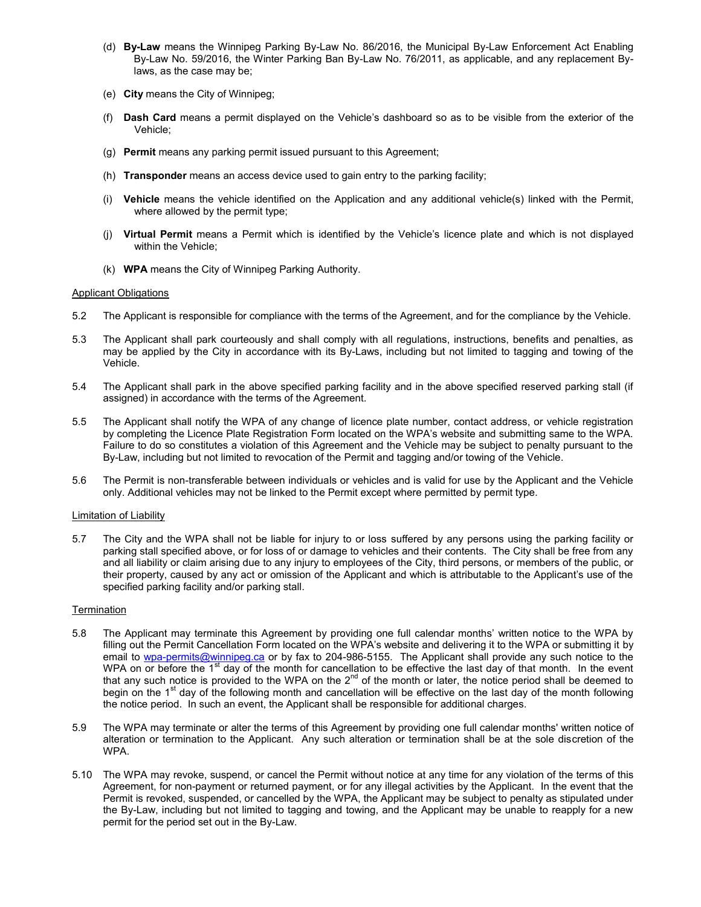(d) **By-Law** means the Winnipeg Parking By-Law No. 86/2016, the Municipal By-Law Enforcement Act Enabling By-Law No. 59/2016, the Winter Parking Ban By-Law No. 76/2011, as applicable, and any replacement By-laws, as the case may be;

(e) **City** means the City of Winnipeg;

(f) **Dash Card** means a permit displayed on the Vehicle's dashboard so as to be visible from the exterior of the Vehicle;

(g) **Permit** means any parking permit issued pursuant to this Agreement;

(h) **Transponder** means an access device used to gain entry to the parking facility;

(i) **Vehicle** means the vehicle identified on the Application and any additional vehicle(s) linked with the Permit, where allowed by the permit type;

(j) **Virtual Permit** means a Permit which is identified by the Vehicle's licence plate and which is not displayed within the Vehicle;

(k) **WPA** means the City of Winnipeg Parking Authority.

Applicant Obligations

5.2 The Applicant is responsible for compliance with the terms of the Agreement, and for the compliance by the Vehicle.

5.3 The Applicant shall park courteously and shall comply with all regulations, instructions, benefits and penalties, as may be applied by the City in accordance with its By-Laws, including but not limited to tagging and towing of the Vehicle.

5.4 The Applicant shall park in the above specified parking facility and in the above specified reserved parking stall (if assigned) in accordance with the terms of the Agreement.

5.5 The Applicant shall notify the WPA of any change of licence plate number, contact address, or vehicle registration by completing the Licence Plate Registration Form located on the WPA's website and submitting same to the WPA. Failure to do so constitutes a violation of this Agreement and the Vehicle may be subject to penalty pursuant to the By-Law, including but not limited to revocation of the Permit and tagging and/or towing of the Vehicle.

5.6 The Permit is non-transferable between individuals or vehicles and is valid for use by the Applicant and the Vehicle only. Additional vehicles may not be linked to the Permit except where permitted by permit type.

Limitation of Liability

5.7 The City and the WPA shall not be liable for injury to or loss suffered by any persons using the parking facility or parking stall specified above, or for loss of or damage to vehicles and their contents. The City shall be free from any and all liability or claim arising due to any injury to employees of the City, third persons, or members of the public, or their property, caused by any act or omission of the Applicant and which is attributable to the Applicant's use of the specified parking facility and/or parking stall.

Termination

5.8 The Applicant may terminate this Agreement by providing one full calendar months' written notice to the WPA by filling out the Permit Cancellation Form located on the WPA's website and delivering it to the WPA or submitting it by email to wpa-permits@winnipeg.ca or by fax to 204-986-5155. The Applicant shall provide any such notice to the WPA on or before the 1st day of the month for cancellation to be effective the last day of that month. In the event that any such notice is provided to the WPA on the 2nd of the month or later, the notice period shall be deemed to begin on the 1st day of the following month and cancellation will be effective on the last day of the month following the notice period. In such an event, the Applicant shall be responsible for additional charges.

5.9 The WPA may terminate or alter the terms of this Agreement by providing one full calendar months' written notice of alteration or termination to the Applicant. Any such alteration or termination shall be at the sole discretion of the WPA.

5.10 The WPA may revoke, suspend, or cancel the Permit without notice at any time for any violation of the terms of this Agreement, for non-payment or returned payment, or for any illegal activities by the Applicant. In the event that the Permit is revoked, suspended, or cancelled by the WPA, the Applicant may be subject to penalty as stipulated under the By-Law, including but not limited to tagging and towing, and the Applicant may be unable to reapply for a new permit for the period set out in the By-Law.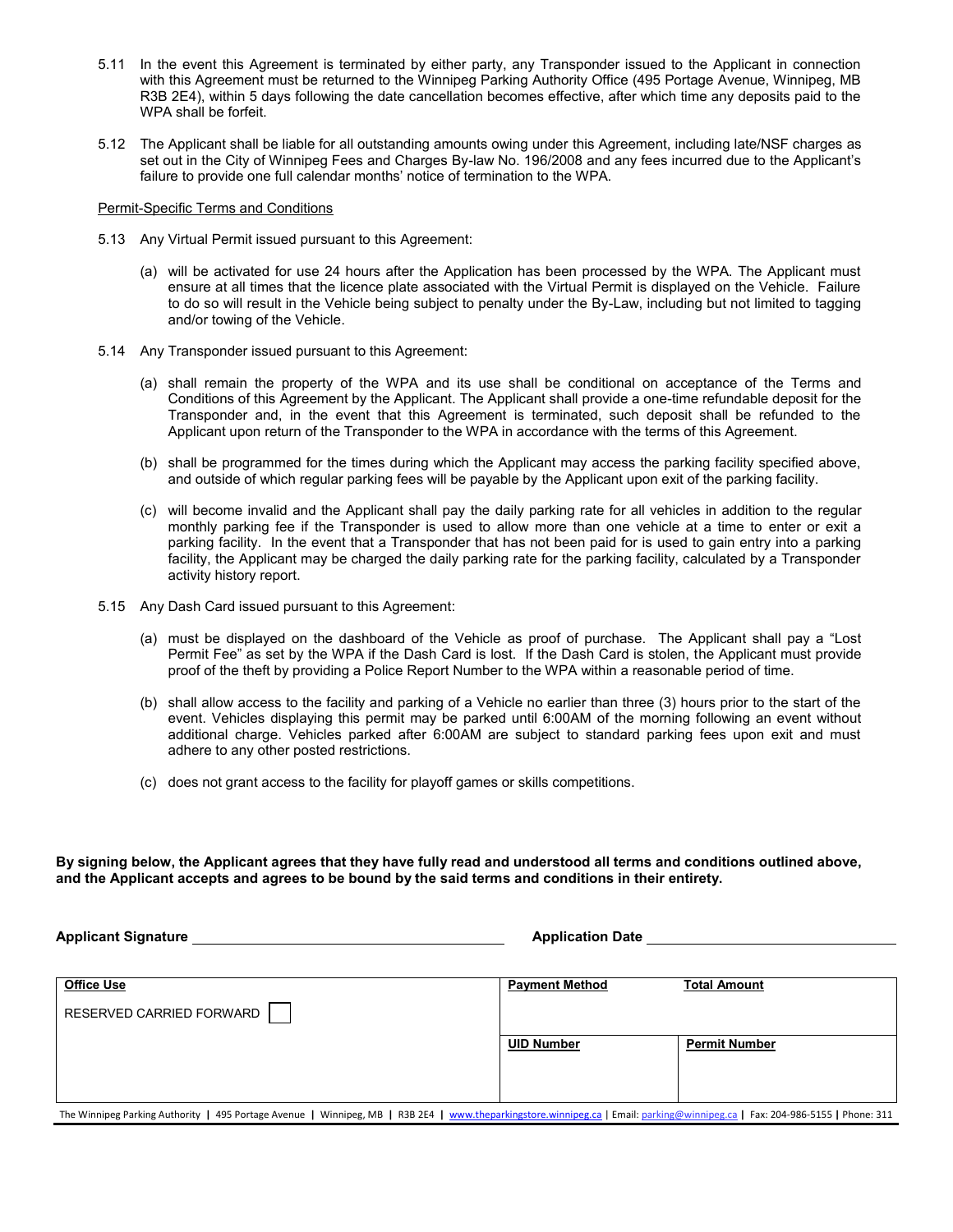5.11 In the event this Agreement is terminated by either party, any Transponder issued to the Applicant in connection with this Agreement must be returned to the Winnipeg Parking Authority Office (495 Portage Avenue, Winnipeg, MB R3B 2E4), within 5 days following the date cancellation becomes effective, after which time any deposits paid to the WPA shall be forfeit.

5.12 The Applicant shall be liable for all outstanding amounts owing under this Agreement, including late/NSF charges as set out in the City of Winnipeg Fees and Charges By-law No. 196/2008 and any fees incurred due to the Applicant's failure to provide one full calendar months' notice of termination to the WPA.

<u>Permit-Specific Terms and Conditions</u>

5.13 Any Virtual Permit issued pursuant to this Agreement:

(a) will be activated for use 24 hours after the Application has been processed by the WPA. The Applicant must ensure at all times that the licence plate associated with the Virtual Permit is displayed on the Vehicle. Failure to do so will result in the Vehicle being subject to penalty under the By-Law, including but not limited to tagging and/or towing of the Vehicle.

5.14 Any Transponder issued pursuant to this Agreement:

(a) shall remain the property of the WPA and its use shall be conditional on acceptance of the Terms and Conditions of this Agreement by the Applicant. The Applicant shall provide a one-time refundable deposit for the Transponder and, in the event that this Agreement is terminated, such deposit shall be refunded to the Applicant upon return of the Transponder to the WPA in accordance with the terms of this Agreement.

(b) shall be programmed for the times during which the Applicant may access the parking facility specified above, and outside of which regular parking fees will be payable by the Applicant upon exit of the parking facility.

(c) will become invalid and the Applicant shall pay the daily parking rate for all vehicles in addition to the regular monthly parking fee if the Transponder is used to allow more than one vehicle at a time to enter or exit a parking facility. In the event that a Transponder that has not been paid for is used to gain entry into a parking facility, the Applicant may be charged the daily parking rate for the parking facility, calculated by a Transponder activity history report.

5.15 Any Dash Card issued pursuant to this Agreement:

(a) must be displayed on the dashboard of the Vehicle as proof of purchase. The Applicant shall pay a "Lost Permit Fee" as set by the WPA if the Dash Card is lost. If the Dash Card is stolen, the Applicant must provide proof of the theft by providing a Police Report Number to the WPA within a reasonable period of time.

(b) shall allow access to the facility and parking of a Vehicle no earlier than three (3) hours prior to the start of the event. Vehicles displaying this permit may be parked until 6:00AM of the morning following an event without additional charge. Vehicles parked after 6:00AM are subject to standard parking fees upon exit and must adhere to any other posted restrictions.

(c) does not grant access to the facility for playoff games or skills competitions.

**By signing below, the Applicant agrees that they have fully read and understood all terms and conditions outlined above, and the Applicant accepts and agrees to be bound by the said terms and conditions in their entirety.**

**Applicant Signature** ______________________________ **Application Date** ______________________________

| **Office Use** | **Payment Method** | **Total Amount** |
|---|---|---|
| RESERVED CARRIED FORWARD ☐ | | |
| | **UID Number** | **Permit Number** |